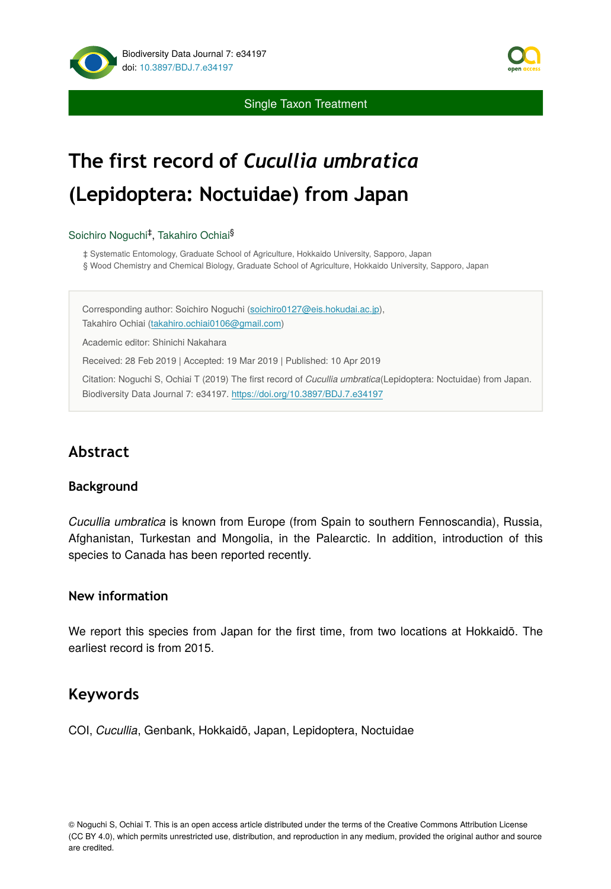Single Taxon Treatment

# The first record of *Cucullia umbratica* (Lepidoptera: Noctuidae) from Japan

Soichiro Noguchi[‡], Takahiro Ochiai[§]

‡ Systematic Entomology, Graduate School of Agriculture, Hokkaido University, Sapporo, Japan
§ Wood Chemistry and Chemical Biology, Graduate School of Agriculture, Hokkaido University, Sapporo, Japan

Corresponding author: Soichiro Noguchi (soichiro0127@eis.hokudai.ac.jp), Takahiro Ochiai (takahiro.ochiai0106@gmail.com)

Academic editor: Shinichi Nakahara

Received: 28 Feb 2019 | Accepted: 19 Mar 2019 | Published: 10 Apr 2019

Citation: Noguchi S, Ochiai T (2019) The first record of *Cucullia umbratica*(Lepidoptera: Noctuidae) from Japan. Biodiversity Data Journal 7: e34197. https://doi.org/10.3897/BDJ.7.e34197

## Abstract

### Background

*Cucullia umbratica* is known from Europe (from Spain to southern Fennoscandia), Russia, Afghanistan, Turkestan and Mongolia, in the Palearctic. In addition, introduction of this species to Canada has been reported recently.

### New information

We report this species from Japan for the first time, from two locations at Hokkaidō. The earliest record is from 2015.

## Keywords

COI, *Cucullia*, Genbank, Hokkaidō, Japan, Lepidoptera, Noctuidae

© Noguchi S, Ochiai T. This is an open access article distributed under the terms of the Creative Commons Attribution License (CC BY 4.0), which permits unrestricted use, distribution, and reproduction in any medium, provided the original author and source are credited.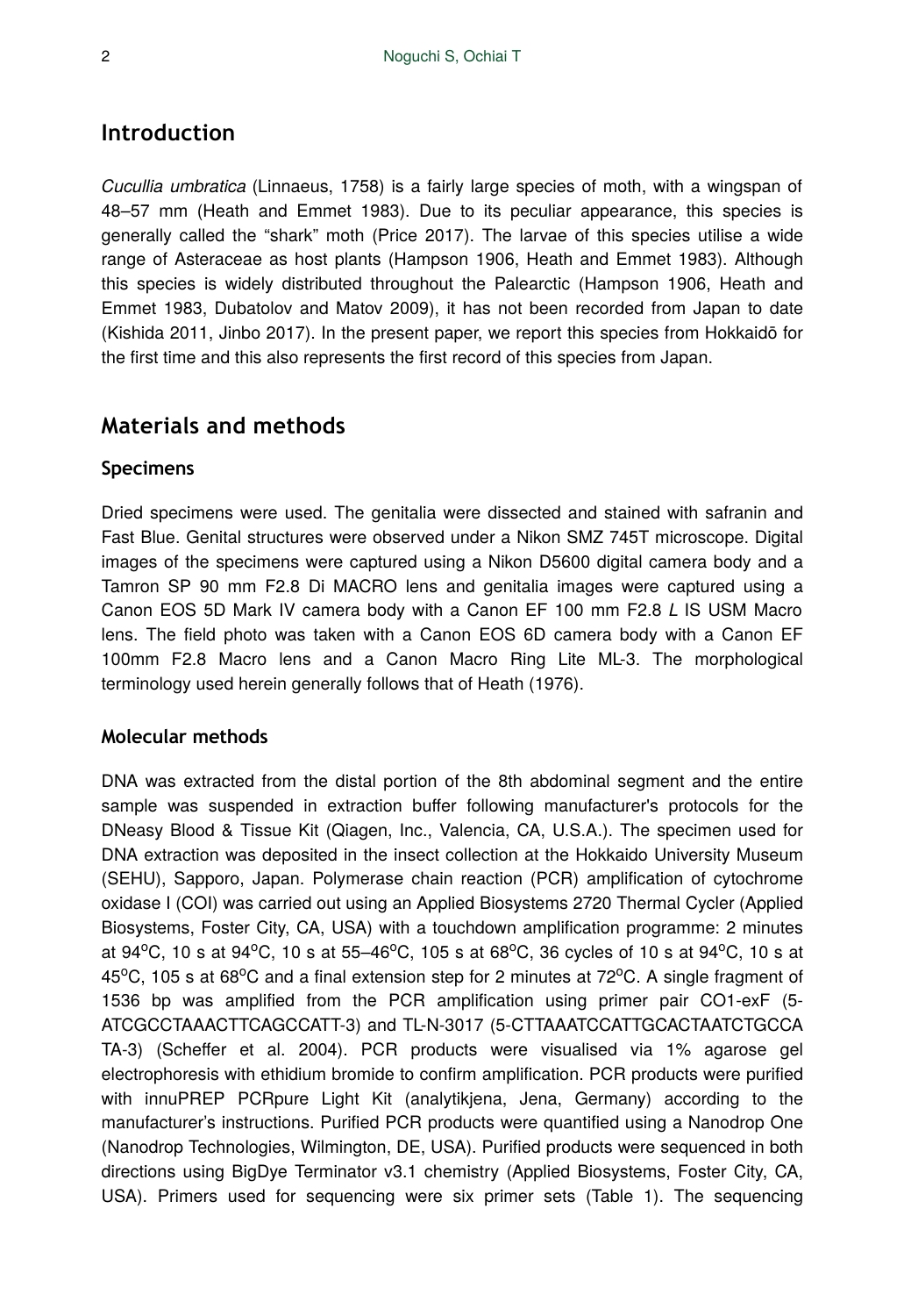## Introduction

*Cucullia umbratica* (Linnaeus, 1758) is a fairly large species of moth, with a wingspan of 48–57 mm (Heath and Emmet 1983). Due to its peculiar appearance, this species is generally called the "shark" moth (Price 2017). The larvae of this species utilise a wide range of Asteraceae as host plants (Hampson 1906, Heath and Emmet 1983). Although this species is widely distributed throughout the Palearctic (Hampson 1906, Heath and Emmet 1983, Dubatolov and Matov 2009), it has not been recorded from Japan to date (Kishida 2011, Jinbo 2017). In the present paper, we report this species from Hokkaidō for the first time and this also represents the first record of this species from Japan.

## Materials and methods

### Specimens

Dried specimens were used. The genitalia were dissected and stained with safranin and Fast Blue. Genital structures were observed under a Nikon SMZ 745T microscope. Digital images of the specimens were captured using a Nikon D5600 digital camera body and a Tamron SP 90 mm F2.8 Di MACRO lens and genitalia images were captured using a Canon EOS 5D Mark IV camera body with a Canon EF 100 mm F2.8 *L* IS USM Macro lens. The field photo was taken with a Canon EOS 6D camera body with a Canon EF 100mm F2.8 Macro lens and a Canon Macro Ring Lite ML-3. The morphological terminology used herein generally follows that of Heath (1976).

### Molecular methods

DNA was extracted from the distal portion of the 8th abdominal segment and the entire sample was suspended in extraction buffer following manufacturer's protocols for the DNeasy Blood & Tissue Kit (Qiagen, Inc., Valencia, CA, U.S.A.). The specimen used for DNA extraction was deposited in the insect collection at the Hokkaido University Museum (SEHU), Sapporo, Japan. Polymerase chain reaction (PCR) amplification of cytochrome oxidase I (COI) was carried out using an Applied Biosystems 2720 Thermal Cycler (Applied Biosystems, Foster City, CA, USA) with a touchdown amplification programme: 2 minutes at 94°C, 10 s at 94°C, 10 s at 55–46°C, 105 s at 68°C, 36 cycles of 10 s at 94°C, 10 s at 45°C, 105 s at 68°C and a final extension step for 2 minutes at 72°C. A single fragment of 1536 bp was amplified from the PCR amplification using primer pair CO1-exF (5-ATCGCCTAAACTTCAGCCATT-3) and TL-N-3017 (5-CTTAAATCCATTGCACTAATCTGCCA TA-3) (Scheffer et al. 2004). PCR products were visualised via 1% agarose gel electrophoresis with ethidium bromide to confirm amplification. PCR products were purified with innuPREP PCRpure Light Kit (analytikjena, Jena, Germany) according to the manufacturer's instructions. Purified PCR products were quantified using a Nanodrop One (Nanodrop Technologies, Wilmington, DE, USA). Purified products were sequenced in both directions using BigDye Terminator v3.1 chemistry (Applied Biosystems, Foster City, CA, USA). Primers used for sequencing were six primer sets (Table 1). The sequencing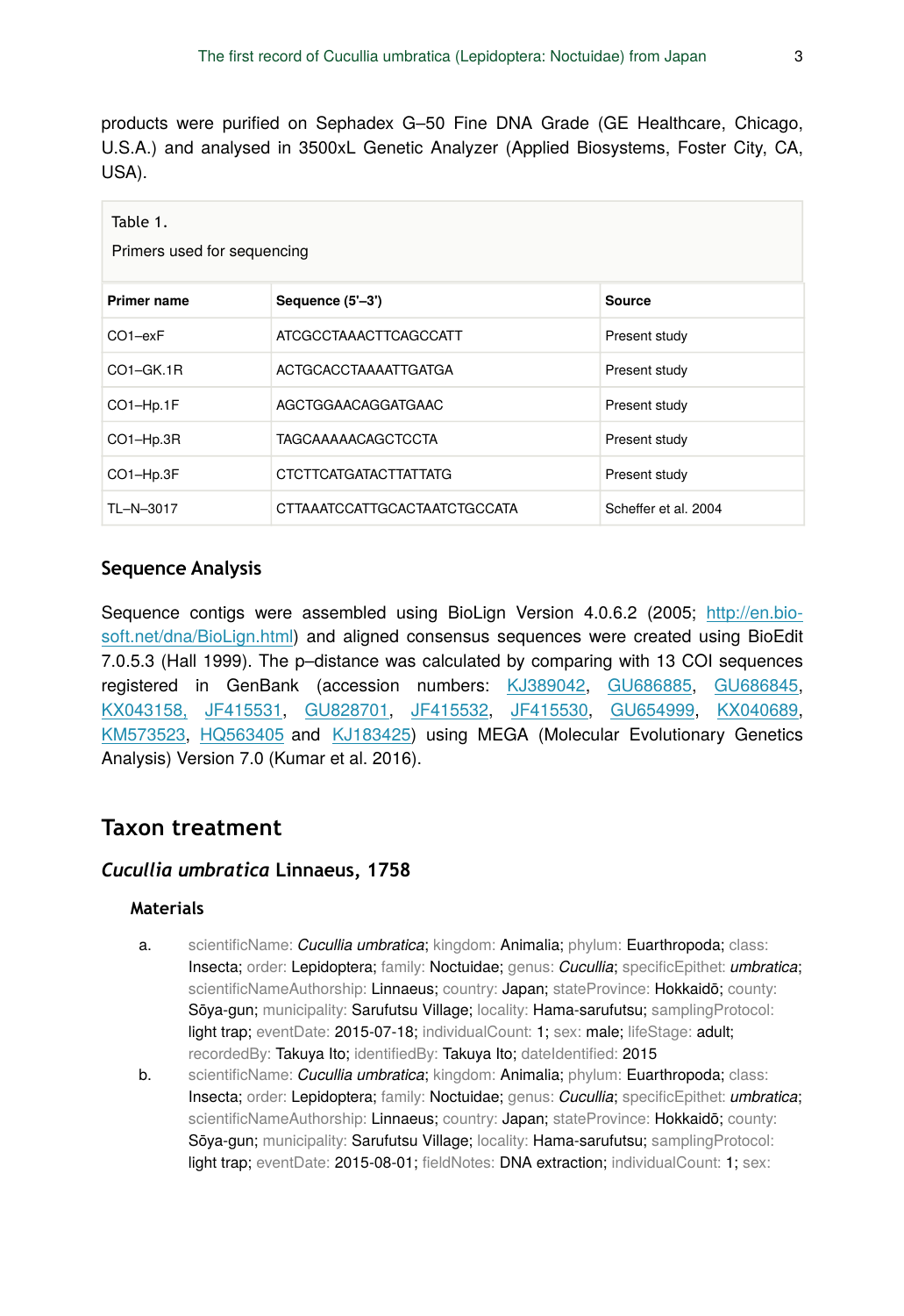products were purified on Sephadex G–50 Fine DNA Grade (GE Healthcare, Chicago, U.S.A.) and analysed in 3500xL Genetic Analyzer (Applied Biosystems, Foster City, CA, USA).

Table 1.

Primers used for sequencing

| Primer name | Sequence (5'–3') | Source |
|---|---|---|
| CO1–exF | ATCGCCTAAACTTCAGCCATT | Present study |
| CO1–GK.1R | ACTGCACCTAAAATTGATGA | Present study |
| CO1–Hp.1F | AGCTGGAACAGGATGAAC | Present study |
| CO1–Hp.3R | TAGCAAAAACAGCTCCTA | Present study |
| CO1–Hp.3F | CTCTTCATGATACTTATTATG | Present study |
| TL–N–3017 | CTTAAATCCATTGCACTAATCTGCCATA | Scheffer et al. 2004 |

### Sequence Analysis

Sequence contigs were assembled using BioLign Version 4.0.6.2 (2005; http://en.bio-soft.net/dna/BioLign.html) and aligned consensus sequences were created using BioEdit 7.0.5.3 (Hall 1999). The p–distance was calculated by comparing with 13 COI sequences registered in GenBank (accession numbers: KJ389042, GU686885, GU686845, KX043158, JF415531, GU828701, JF415532, JF415530, GU654999, KX040689, KM573523, HQ563405 and KJ183425) using MEGA (Molecular Evolutionary Genetics Analysis) Version 7.0 (Kumar et al. 2016).

## Taxon treatment

### *Cucullia umbratica* Linnaeus, 1758

#### Materials

a. scientificName: *Cucullia umbratica*; kingdom: Animalia; phylum: Euarthropoda; class: Insecta; order: Lepidoptera; family: Noctuidae; genus: *Cucullia*; specificEpithet: *umbratica*; scientificNameAuthorship: Linnaeus; country: Japan; stateProvince: Hokkaidō; county: Sōya-gun; municipality: Sarufutsu Village; locality: Hama-sarufutsu; samplingProtocol: light trap; eventDate: 2015-07-18; individualCount: 1; sex: male; lifeStage: adult; recordedBy: Takuya Ito; identifiedBy: Takuya Ito; dateIdentified: 2015

b. scientificName: *Cucullia umbratica*; kingdom: Animalia; phylum: Euarthropoda; class: Insecta; order: Lepidoptera; family: Noctuidae; genus: *Cucullia*; specificEpithet: *umbratica*; scientificNameAuthorship: Linnaeus; country: Japan; stateProvince: Hokkaidō; county: Sōya-gun; municipality: Sarufutsu Village; locality: Hama-sarufutsu; samplingProtocol: light trap; eventDate: 2015-08-01; fieldNotes: DNA extraction; individualCount: 1; sex: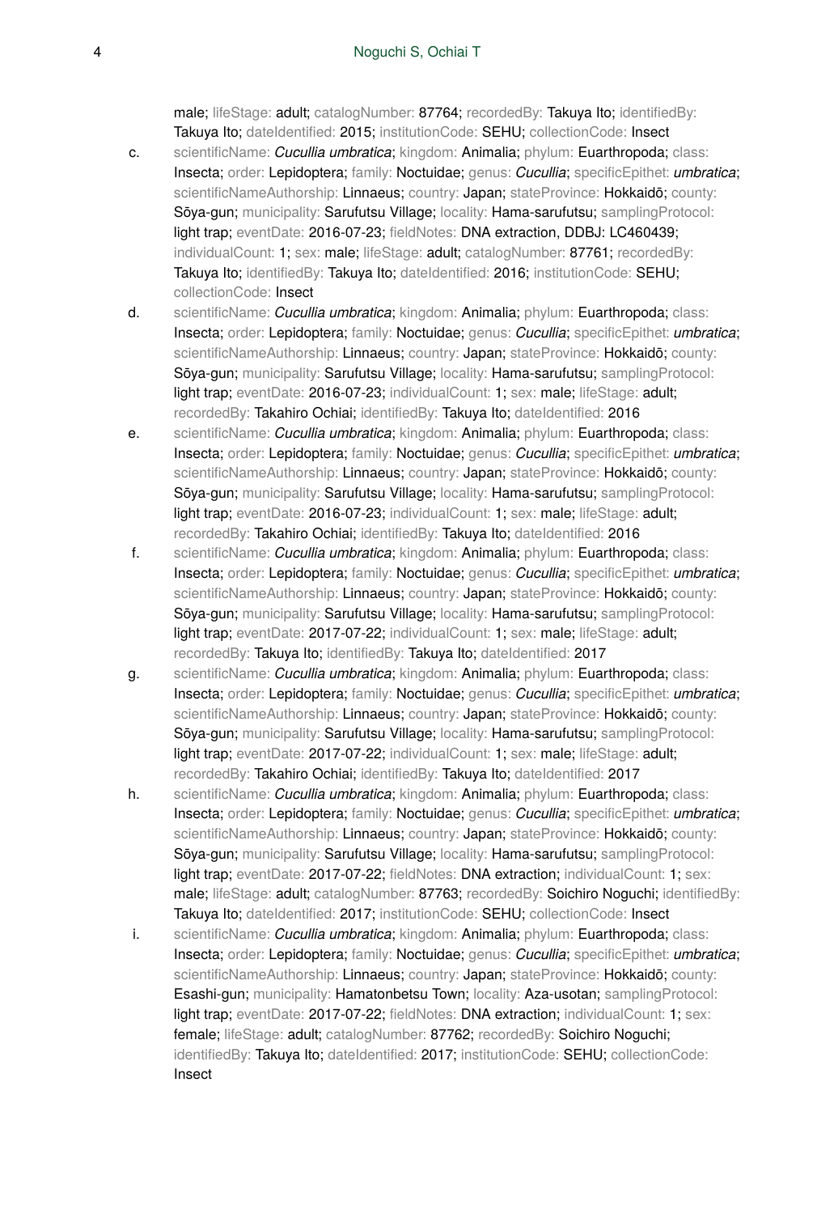male; lifeStage: adult; catalogNumber: 87764; recordedBy: Takuya Ito; identifiedBy: Takuya Ito; dateIdentified: 2015; institutionCode: SEHU; collectionCode: Insect

c. scientificName: *Cucullia umbratica*; kingdom: Animalia; phylum: Euarthropoda; class: Insecta; order: Lepidoptera; family: Noctuidae; genus: *Cucullia*; specificEpithet: *umbratica*; scientificNameAuthorship: Linnaeus; country: Japan; stateProvince: Hokkaidō; county: Sōya-gun; municipality: Sarufutsu Village; locality: Hama-sarufutsu; samplingProtocol: light trap; eventDate: 2016-07-23; fieldNotes: DNA extraction, DDBJ: LC460439; individualCount: 1; sex: male; lifeStage: adult; catalogNumber: 87761; recordedBy: Takuya Ito; identifiedBy: Takuya Ito; dateIdentified: 2016; institutionCode: SEHU; collectionCode: Insect

d. scientificName: *Cucullia umbratica*; kingdom: Animalia; phylum: Euarthropoda; class: Insecta; order: Lepidoptera; family: Noctuidae; genus: *Cucullia*; specificEpithet: *umbratica*; scientificNameAuthorship: Linnaeus; country: Japan; stateProvince: Hokkaidō; county: Sōya-gun; municipality: Sarufutsu Village; locality: Hama-sarufutsu; samplingProtocol: light trap; eventDate: 2016-07-23; individualCount: 1; sex: male; lifeStage: adult; recordedBy: Takahiro Ochiai; identifiedBy: Takuya Ito; dateIdentified: 2016

e. scientificName: *Cucullia umbratica*; kingdom: Animalia; phylum: Euarthropoda; class: Insecta; order: Lepidoptera; family: Noctuidae; genus: *Cucullia*; specificEpithet: *umbratica*; scientificNameAuthorship: Linnaeus; country: Japan; stateProvince: Hokkaidō; county: Sōya-gun; municipality: Sarufutsu Village; locality: Hama-sarufutsu; samplingProtocol: light trap; eventDate: 2016-07-23; individualCount: 1; sex: male; lifeStage: adult; recordedBy: Takahiro Ochiai; identifiedBy: Takuya Ito; dateIdentified: 2016

f. scientificName: *Cucullia umbratica*; kingdom: Animalia; phylum: Euarthropoda; class: Insecta; order: Lepidoptera; family: Noctuidae; genus: *Cucullia*; specificEpithet: *umbratica*; scientificNameAuthorship: Linnaeus; country: Japan; stateProvince: Hokkaidō; county: Sōya-gun; municipality: Sarufutsu Village; locality: Hama-sarufutsu; samplingProtocol: light trap; eventDate: 2017-07-22; individualCount: 1; sex: male; lifeStage: adult; recordedBy: Takuya Ito; identifiedBy: Takuya Ito; dateIdentified: 2017

g. scientificName: *Cucullia umbratica*; kingdom: Animalia; phylum: Euarthropoda; class: Insecta; order: Lepidoptera; family: Noctuidae; genus: *Cucullia*; specificEpithet: *umbratica*; scientificNameAuthorship: Linnaeus; country: Japan; stateProvince: Hokkaidō; county: Sōya-gun; municipality: Sarufutsu Village; locality: Hama-sarufutsu; samplingProtocol: light trap; eventDate: 2017-07-22; individualCount: 1; sex: male; lifeStage: adult; recordedBy: Takahiro Ochiai; identifiedBy: Takuya Ito; dateIdentified: 2017

h. scientificName: *Cucullia umbratica*; kingdom: Animalia; phylum: Euarthropoda; class: Insecta; order: Lepidoptera; family: Noctuidae; genus: *Cucullia*; specificEpithet: *umbratica*; scientificNameAuthorship: Linnaeus; country: Japan; stateProvince: Hokkaidō; county: Sōya-gun; municipality: Sarufutsu Village; locality: Hama-sarufutsu; samplingProtocol: light trap; eventDate: 2017-07-22; fieldNotes: DNA extraction; individualCount: 1; sex: male; lifeStage: adult; catalogNumber: 87763; recordedBy: Soichiro Noguchi; identifiedBy: Takuya Ito; dateIdentified: 2017; institutionCode: SEHU; collectionCode: Insect

i. scientificName: *Cucullia umbratica*; kingdom: Animalia; phylum: Euarthropoda; class: Insecta; order: Lepidoptera; family: Noctuidae; genus: *Cucullia*; specificEpithet: *umbratica*; scientificNameAuthorship: Linnaeus; country: Japan; stateProvince: Hokkaidō; county: Esashi-gun; municipality: Hamatonbetsu Town; locality: Aza-usotan; samplingProtocol: light trap; eventDate: 2017-07-22; fieldNotes: DNA extraction; individualCount: 1; sex: female; lifeStage: adult; catalogNumber: 87762; recordedBy: Soichiro Noguchi; identifiedBy: Takuya Ito; dateIdentified: 2017; institutionCode: SEHU; collectionCode: Insect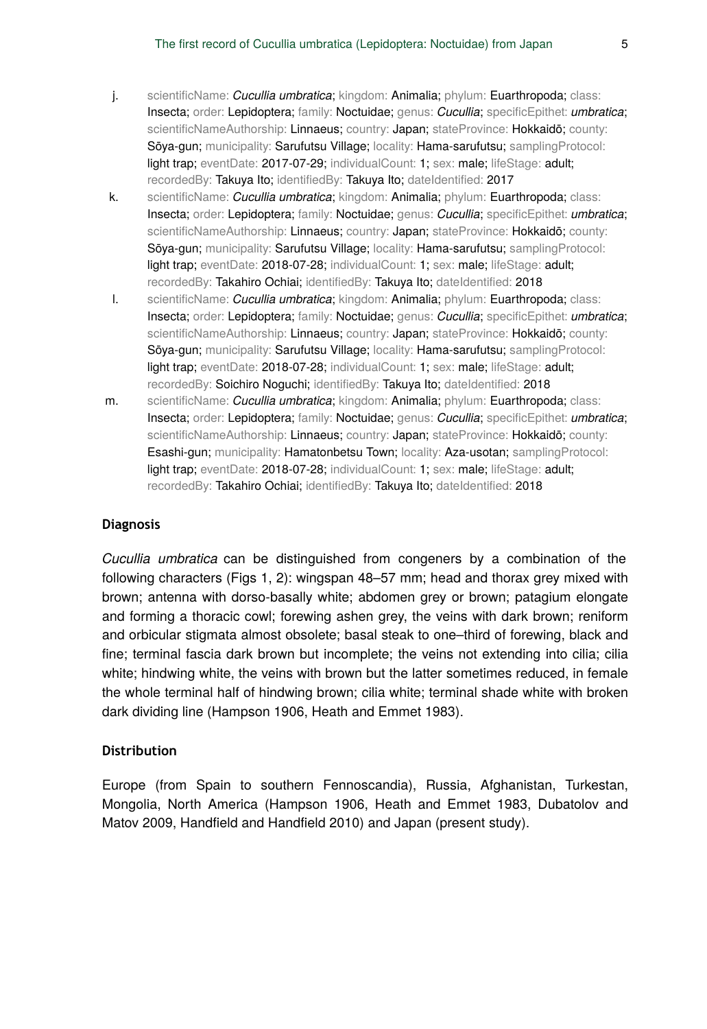j. scientificName: *Cucullia umbratica*; kingdom: Animalia; phylum: Euarthropoda; class: Insecta; order: Lepidoptera; family: Noctuidae; genus: *Cucullia*; specificEpithet: *umbratica*; scientificNameAuthorship: Linnaeus; country: Japan; stateProvince: Hokkaidō; county: Sōya-gun; municipality: Sarufutsu Village; locality: Hama-sarufutsu; samplingProtocol: light trap; eventDate: 2017-07-29; individualCount: 1; sex: male; lifeStage: adult; recordedBy: Takuya Ito; identifiedBy: Takuya Ito; dateIdentified: 2017

k. scientificName: *Cucullia umbratica*; kingdom: Animalia; phylum: Euarthropoda; class: Insecta; order: Lepidoptera; family: Noctuidae; genus: *Cucullia*; specificEpithet: *umbratica*; scientificNameAuthorship: Linnaeus; country: Japan; stateProvince: Hokkaidō; county: Sōya-gun; municipality: Sarufutsu Village; locality: Hama-sarufutsu; samplingProtocol: light trap; eventDate: 2018-07-28; individualCount: 1; sex: male; lifeStage: adult; recordedBy: Takahiro Ochiai; identifiedBy: Takuya Ito; dateIdentified: 2018

l. scientificName: *Cucullia umbratica*; kingdom: Animalia; phylum: Euarthropoda; class: Insecta; order: Lepidoptera; family: Noctuidae; genus: *Cucullia*; specificEpithet: *umbratica*; scientificNameAuthorship: Linnaeus; country: Japan; stateProvince: Hokkaidō; county: Sōya-gun; municipality: Sarufutsu Village; locality: Hama-sarufutsu; samplingProtocol: light trap; eventDate: 2018-07-28; individualCount: 1; sex: male; lifeStage: adult; recordedBy: Soichiro Noguchi; identifiedBy: Takuya Ito; dateIdentified: 2018

m. scientificName: *Cucullia umbratica*; kingdom: Animalia; phylum: Euarthropoda; class: Insecta; order: Lepidoptera; family: Noctuidae; genus: *Cucullia*; specificEpithet: *umbratica*; scientificNameAuthorship: Linnaeus; country: Japan; stateProvince: Hokkaidō; county: Esashi-gun; municipality: Hamatonbetsu Town; locality: Aza-usotan; samplingProtocol: light trap; eventDate: 2018-07-28; individualCount: 1; sex: male; lifeStage: adult; recordedBy: Takahiro Ochiai; identifiedBy: Takuya Ito; dateIdentified: 2018

### Diagnosis

*Cucullia umbratica* can be distinguished from congeners by a combination of the following characters (Figs 1, 2): wingspan 48–57 mm; head and thorax grey mixed with brown; antenna with dorso-basally white; abdomen grey or brown; patagium elongate and forming a thoracic cowl; forewing ashen grey, the veins with dark brown; reniform and orbicular stigmata almost obsolete; basal steak to one–third of forewing, black and fine; terminal fascia dark brown but incomplete; the veins not extending into cilia; cilia white; hindwing white, the veins with brown but the latter sometimes reduced, in female the whole terminal half of hindwing brown; cilia white; terminal shade white with broken dark dividing line (Hampson 1906, Heath and Emmet 1983).

### Distribution

Europe (from Spain to southern Fennoscandia), Russia, Afghanistan, Turkestan, Mongolia, North America (Hampson 1906, Heath and Emmet 1983, Dubatolov and Matov 2009, Handfield and Handfield 2010) and Japan (present study).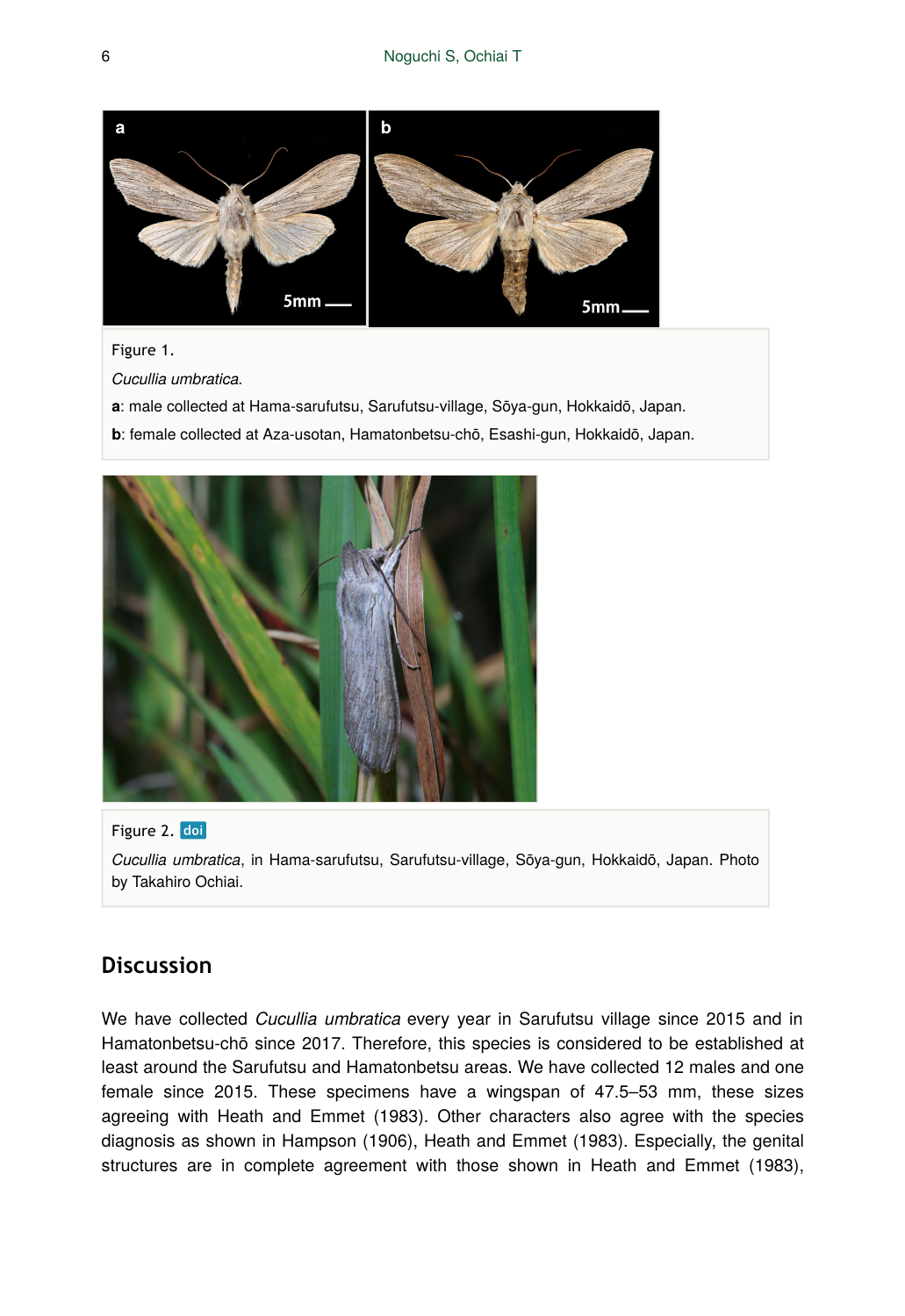Figure 1.

*Cucullia umbratica*.

**a**: male collected at Hama-sarufutsu, Sarufutsu-village, Sōya-gun, Hokkaidō, Japan.

**b**: female collected at Aza-usotan, Hamatonbetsu-chō, Esashi-gun, Hokkaidō, Japan.

Figure 2. doi

*Cucullia umbratica*, in Hama-sarufutsu, Sarufutsu-village, Sōya-gun, Hokkaidō, Japan. Photo by Takahiro Ochiai.

## Discussion

We have collected *Cucullia umbratica* every year in Sarufutsu village since 2015 and in Hamatonbetsu-chō since 2017. Therefore, this species is considered to be established at least around the Sarufutsu and Hamatonbetsu areas. We have collected 12 males and one female since 2015. These specimens have a wingspan of 47.5–53 mm, these sizes agreeing with Heath and Emmet (1983). Other characters also agree with the species diagnosis as shown in Hampson (1906), Heath and Emmet (1983). Especially, the genital structures are in complete agreement with those shown in Heath and Emmet (1983),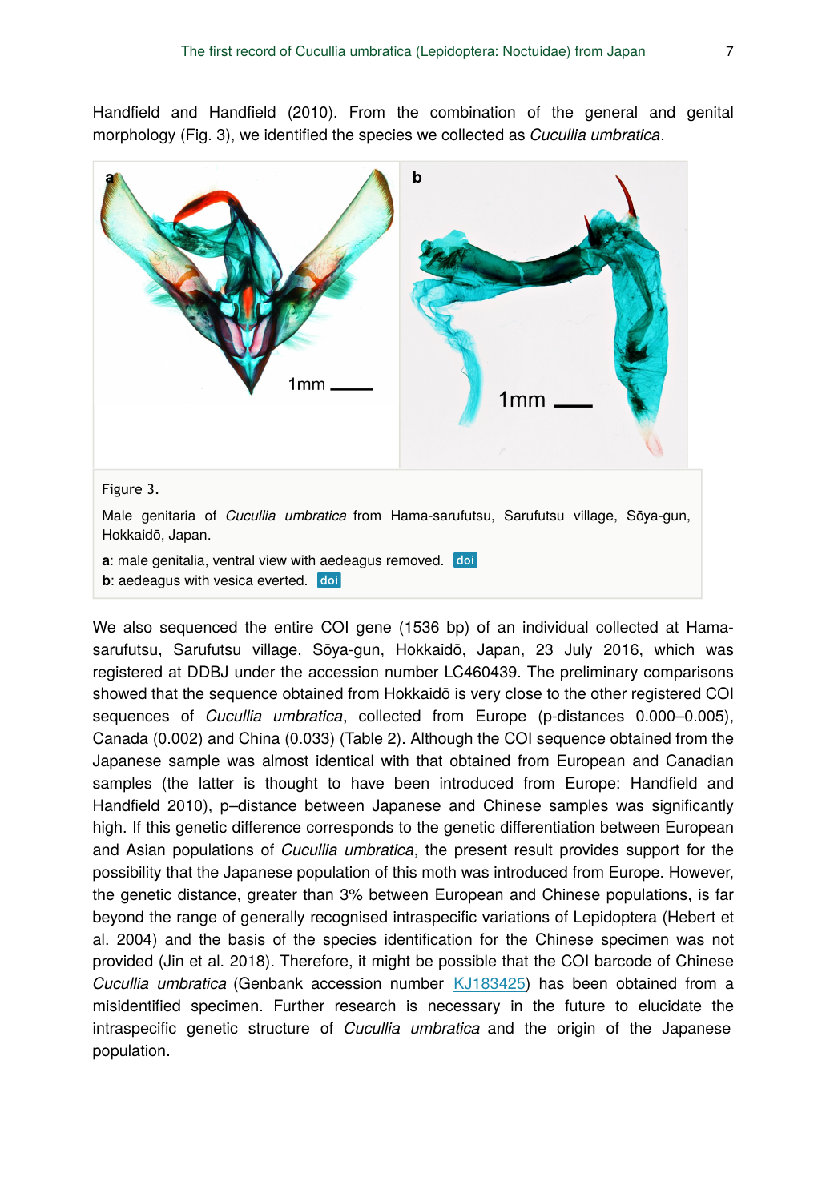Handfield and Handfield (2010). From the combination of the general and genital morphology (Fig. 3), we identified the species we collected as *Cucullia umbratica*.

Figure 3.

Male genitaria of *Cucullia umbratica* from Hama-sarufutsu, Sarufutsu village, Sōya-gun, Hokkaidō, Japan.

**a**: male genitalia, ventral view with aedeagus removed. doi

**b**: aedeagus with vesica everted. doi

We also sequenced the entire COI gene (1536 bp) of an individual collected at Hama-sarufutsu, Sarufutsu village, Sōya-gun, Hokkaidō, Japan, 23 July 2016, which was registered at DDBJ under the accession number LC460439. The preliminary comparisons showed that the sequence obtained from Hokkaidō is very close to the other registered COI sequences of *Cucullia umbratica*, collected from Europe (p-distances 0.000–0.005), Canada (0.002) and China (0.033) (Table 2). Although the COI sequence obtained from the Japanese sample was almost identical with that obtained from European and Canadian samples (the latter is thought to have been introduced from Europe: Handfield and Handfield 2010), p–distance between Japanese and Chinese samples was significantly high. If this genetic difference corresponds to the genetic differentiation between European and Asian populations of *Cucullia umbratica*, the present result provides support for the possibility that the Japanese population of this moth was introduced from Europe. However, the genetic distance, greater than 3% between European and Chinese populations, is far beyond the range of generally recognised intraspecific variations of Lepidoptera (Hebert et al. 2004) and the basis of the species identification for the Chinese specimen was not provided (Jin et al. 2018). Therefore, it might be possible that the COI barcode of Chinese *Cucullia umbratica* (Genbank accession number KJ183425) has been obtained from a misidentified specimen. Further research is necessary in the future to elucidate the intraspecific genetic structure of *Cucullia umbratica* and the origin of the Japanese population.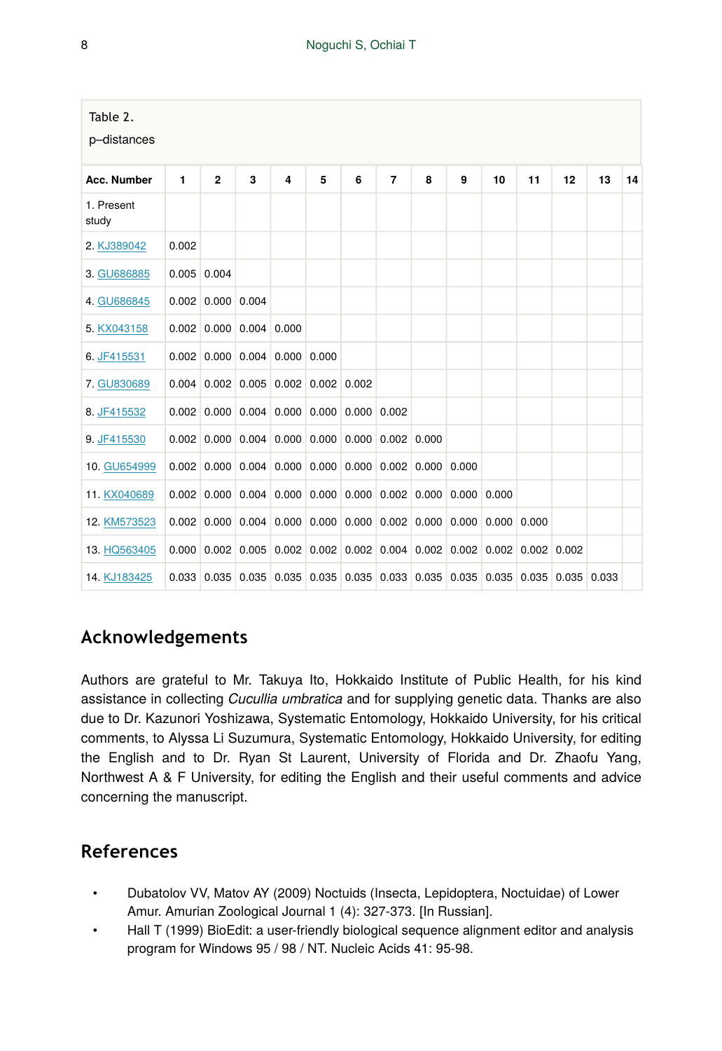Table 2.

p–distances

| Acc. Number | 1 | 2 | 3 | 4 | 5 | 6 | 7 | 8 | 9 | 10 | 11 | 12 | 13 | 14 |
|---|---|---|---|---|---|---|---|---|---|---|---|---|---|---|
| 1. Present study | | | | | | | | | | | | | | |
| 2. KJ389042 | 0.002 | | | | | | | | | | | | | |
| 3. GU686885 | 0.005 | 0.004 | | | | | | | | | | | | |
| 4. GU686845 | 0.002 | 0.000 | 0.004 | | | | | | | | | | | |
| 5. KX043158 | 0.002 | 0.000 | 0.004 | 0.000 | | | | | | | | | | |
| 6. JF415531 | 0.002 | 0.000 | 0.004 | 0.000 | 0.000 | | | | | | | | | |
| 7. GU830689 | 0.004 | 0.002 | 0.005 | 0.002 | 0.002 | 0.002 | | | | | | | | |
| 8. JF415532 | 0.002 | 0.000 | 0.004 | 0.000 | 0.000 | 0.000 | 0.002 | | | | | | | |
| 9. JF415530 | 0.002 | 0.000 | 0.004 | 0.000 | 0.000 | 0.000 | 0.002 | 0.000 | | | | | | |
| 10. GU654999 | 0.002 | 0.000 | 0.004 | 0.000 | 0.000 | 0.000 | 0.002 | 0.000 | 0.000 | | | | | |
| 11. KX040689 | 0.002 | 0.000 | 0.004 | 0.000 | 0.000 | 0.000 | 0.002 | 0.000 | 0.000 | 0.000 | | | | |
| 12. KM573523 | 0.002 | 0.000 | 0.004 | 0.000 | 0.000 | 0.000 | 0.002 | 0.000 | 0.000 | 0.000 | 0.000 | | | |
| 13. HQ563405 | 0.000 | 0.002 | 0.005 | 0.002 | 0.002 | 0.002 | 0.004 | 0.002 | 0.002 | 0.002 | 0.002 | 0.002 | | |
| 14. KJ183425 | 0.033 | 0.035 | 0.035 | 0.035 | 0.035 | 0.035 | 0.033 | 0.035 | 0.035 | 0.035 | 0.035 | 0.035 | 0.033 | |

## Acknowledgements

Authors are grateful to Mr. Takuya Ito, Hokkaido Institute of Public Health, for his kind assistance in collecting *Cucullia umbratica* and for supplying genetic data. Thanks are also due to Dr. Kazunori Yoshizawa, Systematic Entomology, Hokkaido University, for his critical comments, to Alyssa Li Suzumura, Systematic Entomology, Hokkaido University, for editing the English and to Dr. Ryan St Laurent, University of Florida and Dr. Zhaofu Yang, Northwest A & F University, for editing the English and their useful comments and advice concerning the manuscript.

## References

- Dubatolov VV, Matov AY (2009) Noctuids (Insecta, Lepidoptera, Noctuidae) of Lower Amur. Amurian Zoological Journal 1 (4): 327-373. [In Russian].
- Hall T (1999) BioEdit: a user-friendly biological sequence alignment editor and analysis program for Windows 95 / 98 / NT. Nucleic Acids 41: 95-98.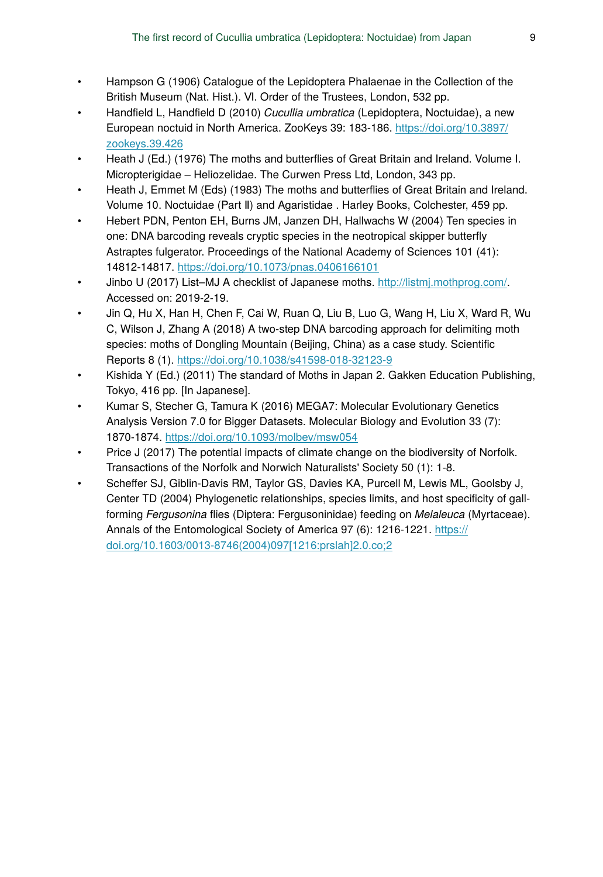- Hampson G (1906) Catalogue of the Lepidoptera Phalaenae in the Collection of the British Museum (Nat. Hist.). VI. Order of the Trustees, London, 532 pp.
- Handfield L, Handfield D (2010) *Cucullia umbratica* (Lepidoptera, Noctuidae), a new European noctuid in North America. ZooKeys 39: 183-186. https://doi.org/10.3897/zookeys.39.426
- Heath J (Ed.) (1976) The moths and butterflies of Great Britain and Ireland. Volume I. Micropterigidae – Heliozelidae. The Curwen Press Ltd, London, 343 pp.
- Heath J, Emmet M (Eds) (1983) The moths and butterflies of Great Britain and Ireland. Volume 10. Noctuidae (Part II) and Agaristidae . Harley Books, Colchester, 459 pp.
- Hebert PDN, Penton EH, Burns JM, Janzen DH, Hallwachs W (2004) Ten species in one: DNA barcoding reveals cryptic species in the neotropical skipper butterfly Astraptes fulgerator. Proceedings of the National Academy of Sciences 101 (41): 14812-14817. https://doi.org/10.1073/pnas.0406166101
- Jinbo U (2017) List–MJ A checklist of Japanese moths. http://listmj.mothprog.com/. Accessed on: 2019-2-19.
- Jin Q, Hu X, Han H, Chen F, Cai W, Ruan Q, Liu B, Luo G, Wang H, Liu X, Ward R, Wu C, Wilson J, Zhang A (2018) A two-step DNA barcoding approach for delimiting moth species: moths of Dongling Mountain (Beijing, China) as a case study. Scientific Reports 8 (1). https://doi.org/10.1038/s41598-018-32123-9
- Kishida Y (Ed.) (2011) The standard of Moths in Japan 2. Gakken Education Publishing, Tokyo, 416 pp. [In Japanese].
- Kumar S, Stecher G, Tamura K (2016) MEGA7: Molecular Evolutionary Genetics Analysis Version 7.0 for Bigger Datasets. Molecular Biology and Evolution 33 (7): 1870-1874. https://doi.org/10.1093/molbev/msw054
- Price J (2017) The potential impacts of climate change on the biodiversity of Norfolk. Transactions of the Norfolk and Norwich Naturalists' Society 50 (1): 1-8.
- Scheffer SJ, Giblin-Davis RM, Taylor GS, Davies KA, Purcell M, Lewis ML, Goolsby J, Center TD (2004) Phylogenetic relationships, species limits, and host specificity of gall-forming *Fergusonina* flies (Diptera: Fergusoninidae) feeding on *Melaleuca* (Myrtaceae). Annals of the Entomological Society of America 97 (6): 1216-1221. https://doi.org/10.1603/0013-8746(2004)097[1216:prslah]2.0.co;2